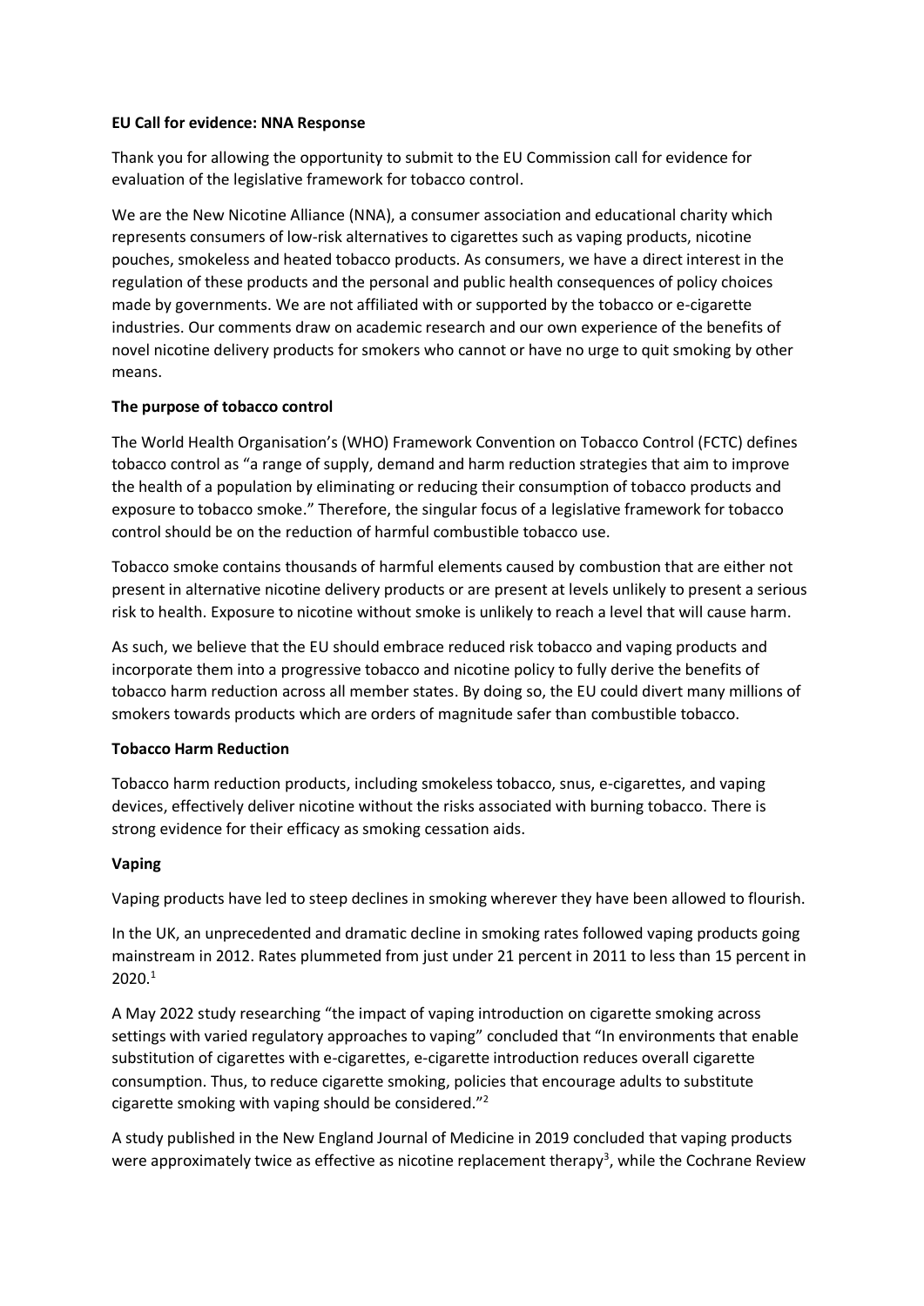**EU Call for evidence: NNA Response**

Thank you for allowing the opportunity to submit to the EU Commission call for evidence for evaluation of the legislative framework for tobacco control.

We are the New Nicotine Alliance (NNA), a consumer association and educational charity which represents consumers of low-risk alternatives to cigarettes such as vaping products, nicotine pouches, smokeless and heated tobacco products. As consumers, we have a direct interest in the regulation of these products and the personal and public health consequences of policy choices made by governments. We are not affiliated with or supported by the tobacco or e-cigarette industries. Our comments draw on academic research and our own experience of the benefits of novel nicotine delivery products for smokers who cannot or have no urge to quit smoking by other means.

**The purpose of tobacco control**

The World Health Organisation's (WHO) Framework Convention on Tobacco Control (FCTC) defines tobacco control as "a range of supply, demand and harm reduction strategies that aim to improve the health of a population by eliminating or reducing their consumption of tobacco products and exposure to tobacco smoke." Therefore, the singular focus of a legislative framework for tobacco control should be on the reduction of harmful combustible tobacco use.

Tobacco smoke contains thousands of harmful elements caused by combustion that are either not present in alternative nicotine delivery products or are present at levels unlikely to present a serious risk to health. Exposure to nicotine without smoke is unlikely to reach a level that will cause harm.

As such, we believe that the EU should embrace reduced risk tobacco and vaping products and incorporate them into a progressive tobacco and nicotine policy to fully derive the benefits of tobacco harm reduction across all member states. By doing so, the EU could divert many millions of smokers towards products which are orders of magnitude safer than combustible tobacco.

**Tobacco Harm Reduction**

Tobacco harm reduction products, including smokeless tobacco, snus, e-cigarettes, and vaping devices, effectively deliver nicotine without the risks associated with burning tobacco. There is strong evidence for their efficacy as smoking cessation aids.

**Vaping**

Vaping products have led to steep declines in smoking wherever they have been allowed to flourish.

In the UK, an unprecedented and dramatic decline in smoking rates followed vaping products going mainstream in 2012. Rates plummeted from just under 21 percent in 2011 to less than 15 percent in 2020.[1]

A May 2022 study researching "the impact of vaping introduction on cigarette smoking across settings with varied regulatory approaches to vaping" concluded that "In environments that enable substitution of cigarettes with e-cigarettes, e-cigarette introduction reduces overall cigarette consumption. Thus, to reduce cigarette smoking, policies that encourage adults to substitute cigarette smoking with vaping should be considered."[2]

A study published in the New England Journal of Medicine in 2019 concluded that vaping products were approximately twice as effective as nicotine replacement therapy[3], while the Cochrane Review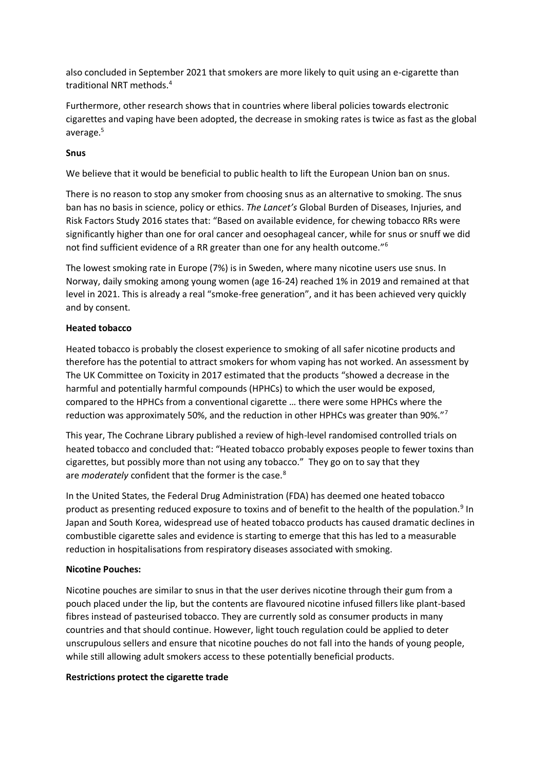also concluded in September 2021 that smokers are more likely to quit using an e-cigarette than traditional NRT methods.[4]

Furthermore, other research shows that in countries where liberal policies towards electronic cigarettes and vaping have been adopted, the decrease in smoking rates is twice as fast as the global average.[5]

**Snus**

We believe that it would be beneficial to public health to lift the European Union ban on snus.

There is no reason to stop any smoker from choosing snus as an alternative to smoking. The snus ban has no basis in science, policy or ethics. *The Lancet's* Global Burden of Diseases, Injuries, and Risk Factors Study 2016 states that: "Based on available evidence, for chewing tobacco RRs were significantly higher than one for oral cancer and oesophageal cancer, while for snus or snuff we did not find sufficient evidence of a RR greater than one for any health outcome."[6]

The lowest smoking rate in Europe (7%) is in Sweden, where many nicotine users use snus. In Norway, daily smoking among young women (age 16-24) reached 1% in 2019 and remained at that level in 2021. This is already a real "smoke-free generation", and it has been achieved very quickly and by consent.

**Heated tobacco**

Heated tobacco is probably the closest experience to smoking of all safer nicotine products and therefore has the potential to attract smokers for whom vaping has not worked. An assessment by The UK Committee on Toxicity in 2017 estimated that the products "showed a decrease in the harmful and potentially harmful compounds (HPHCs) to which the user would be exposed, compared to the HPHCs from a conventional cigarette … there were some HPHCs where the reduction was approximately 50%, and the reduction in other HPHCs was greater than 90%."[7]

This year, The Cochrane Library published a review of high-level randomised controlled trials on heated tobacco and concluded that: "Heated tobacco probably exposes people to fewer toxins than cigarettes, but possibly more than not using any tobacco." They go on to say that they are *moderately* confident that the former is the case.[8]

In the United States, the Federal Drug Administration (FDA) has deemed one heated tobacco product as presenting reduced exposure to toxins and of benefit to the health of the population.[9] In Japan and South Korea, widespread use of heated tobacco products has caused dramatic declines in combustible cigarette sales and evidence is starting to emerge that this has led to a measurable reduction in hospitalisations from respiratory diseases associated with smoking.

**Nicotine Pouches:**

Nicotine pouches are similar to snus in that the user derives nicotine through their gum from a pouch placed under the lip, but the contents are flavoured nicotine infused fillers like plant-based fibres instead of pasteurised tobacco. They are currently sold as consumer products in many countries and that should continue. However, light touch regulation could be applied to deter unscrupulous sellers and ensure that nicotine pouches do not fall into the hands of young people, while still allowing adult smokers access to these potentially beneficial products.

**Restrictions protect the cigarette trade**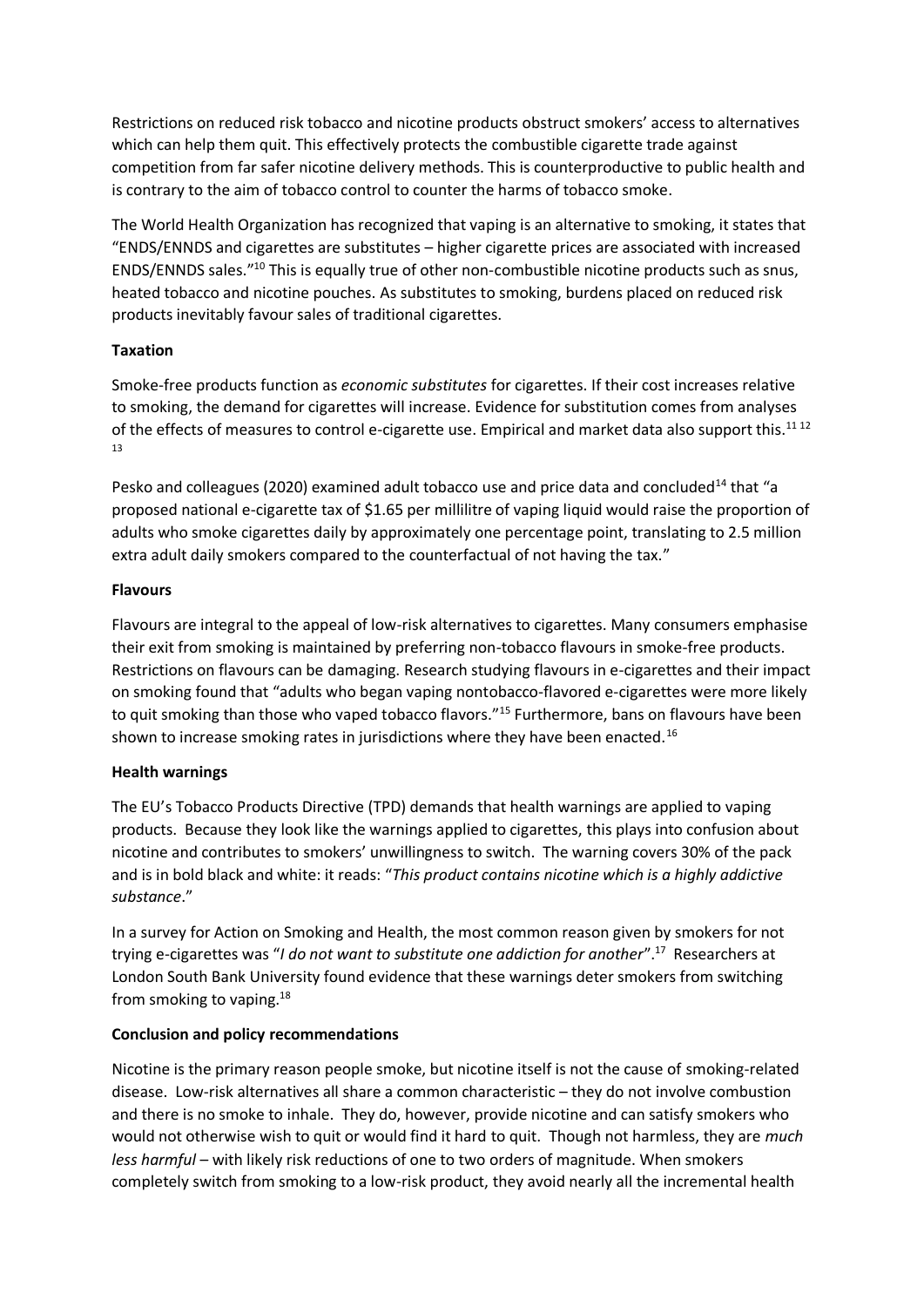Restrictions on reduced risk tobacco and nicotine products obstruct smokers' access to alternatives which can help them quit. This effectively protects the combustible cigarette trade against competition from far safer nicotine delivery methods. This is counterproductive to public health and is contrary to the aim of tobacco control to counter the harms of tobacco smoke.

The World Health Organization has recognized that vaping is an alternative to smoking, it states that "ENDS/ENNDS and cigarettes are substitutes – higher cigarette prices are associated with increased ENDS/ENNDS sales."[10] This is equally true of other non-combustible nicotine products such as snus, heated tobacco and nicotine pouches. As substitutes to smoking, burdens placed on reduced risk products inevitably favour sales of traditional cigarettes.

**Taxation**

Smoke-free products function as *economic substitutes* for cigarettes. If their cost increases relative to smoking, the demand for cigarettes will increase. Evidence for substitution comes from analyses of the effects of measures to control e-cigarette use. Empirical and market data also support this.[11 12 13]

Pesko and colleagues (2020) examined adult tobacco use and price data and concluded[14] that "a proposed national e-cigarette tax of $1.65 per millilitre of vaping liquid would raise the proportion of adults who smoke cigarettes daily by approximately one percentage point, translating to 2.5 million extra adult daily smokers compared to the counterfactual of not having the tax."

**Flavours**

Flavours are integral to the appeal of low-risk alternatives to cigarettes. Many consumers emphasise their exit from smoking is maintained by preferring non-tobacco flavours in smoke-free products. Restrictions on flavours can be damaging. Research studying flavours in e-cigarettes and their impact on smoking found that "adults who began vaping nontobacco-flavored e-cigarettes were more likely to quit smoking than those who vaped tobacco flavors."[15] Furthermore, bans on flavours have been shown to increase smoking rates in jurisdictions where they have been enacted.[16]

**Health warnings**

The EU's Tobacco Products Directive (TPD) demands that health warnings are applied to vaping products. Because they look like the warnings applied to cigarettes, this plays into confusion about nicotine and contributes to smokers' unwillingness to switch. The warning covers 30% of the pack and is in bold black and white: it reads: "*This product contains nicotine which is a highly addictive substance*."

In a survey for Action on Smoking and Health, the most common reason given by smokers for not trying e-cigarettes was "*I do not want to substitute one addiction for another*".[17] Researchers at London South Bank University found evidence that these warnings deter smokers from switching from smoking to vaping.[18]

**Conclusion and policy recommendations**

Nicotine is the primary reason people smoke, but nicotine itself is not the cause of smoking-related disease. Low-risk alternatives all share a common characteristic – they do not involve combustion and there is no smoke to inhale. They do, however, provide nicotine and can satisfy smokers who would not otherwise wish to quit or would find it hard to quit. Though not harmless, they are *much less harmful* – with likely risk reductions of one to two orders of magnitude. When smokers completely switch from smoking to a low-risk product, they avoid nearly all the incremental health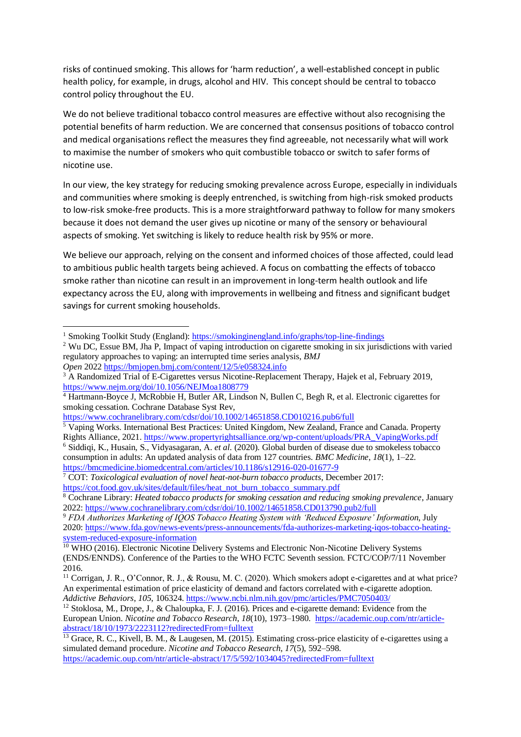risks of continued smoking. This allows for 'harm reduction', a well-established concept in public health policy, for example, in drugs, alcohol and HIV. This concept should be central to tobacco control policy throughout the EU.

We do not believe traditional tobacco control measures are effective without also recognising the potential benefits of harm reduction. We are concerned that consensus positions of tobacco control and medical organisations reflect the measures they find agreeable, not necessarily what will work to maximise the number of smokers who quit combustible tobacco or switch to safer forms of nicotine use.

In our view, the key strategy for reducing smoking prevalence across Europe, especially in individuals and communities where smoking is deeply entrenched, is switching from high-risk smoked products to low-risk smoke-free products. This is a more straightforward pathway to follow for many smokers because it does not demand the user gives up nicotine or many of the sensory or behavioural aspects of smoking. Yet switching is likely to reduce health risk by 95% or more.

We believe our approach, relying on the consent and informed choices of those affected, could lead to ambitious public health targets being achieved. A focus on combatting the effects of tobacco smoke rather than nicotine can result in an improvement in long-term health outlook and life expectancy across the EU, along with improvements in wellbeing and fitness and significant budget savings for current smoking households.

---

[1] Smoking Toolkit Study (England): https://smokinginengland.info/graphs/top-line-findings

[2] Wu DC, Essue BM, Jha P, Impact of vaping introduction on cigarette smoking in six jurisdictions with varied regulatory approaches to vaping: an interrupted time series analysis, *BMJ Open* 2022 https://bmjopen.bmj.com/content/12/5/e058324.info

[3] A Randomized Trial of E-Cigarettes versus Nicotine-Replacement Therapy, Hajek et al, February 2019, https://www.nejm.org/doi/10.1056/NEJMoa1808779

[4] Hartmann-Boyce J, McRobbie H, Butler AR, Lindson N, Bullen C, Begh R, et al. Electronic cigarettes for smoking cessation. Cochrane Database Syst Rev, https://www.cochranelibrary.com/cdsr/doi/10.1002/14651858.CD010216.pub6/full

[5] Vaping Works. International Best Practices: United Kingdom, New Zealand, France and Canada. Property Rights Alliance, 2021. https://www.propertyrightsalliance.org/wp-content/uploads/PRA_VapingWorks.pdf

[6] Siddiqi, K., Husain, S., Vidyasagaran, A. *et al.* (2020). Global burden of disease due to smokeless tobacco consumption in adults: An updated analysis of data from 127 countries. *BMC Medicine*, *18*(1), 1–22. https://bmcmedicine.biomedcentral.com/articles/10.1186/s12916-020-01677-9

[7] COT: *Toxicological evaluation of novel heat-not-burn tobacco products*, December 2017: https://cot.food.gov.uk/sites/default/files/heat_not_burn_tobacco_summary.pdf

[8] Cochrane Library: *Heated tobacco products for smoking cessation and reducing smoking prevalence*, January 2022: https://www.cochranelibrary.com/cdsr/doi/10.1002/14651858.CD013790.pub2/full

[9] *FDA Authorizes Marketing of IQOS Tobacco Heating System with 'Reduced Exposure' Information*, July 2020: https://www.fda.gov/news-events/press-announcements/fda-authorizes-marketing-iqos-tobacco-heating-system-reduced-exposure-information

[10] WHO (2016). Electronic Nicotine Delivery Systems and Electronic Non-Nicotine Delivery Systems (ENDS/ENNDS). Conference of the Parties to the WHO FCTC Seventh session. FCTC/COP/7/11 November 2016.

[11] Corrigan, J. R., O'Connor, R. J., & Rousu, M. C. (2020). Which smokers adopt e-cigarettes and at what price? An experimental estimation of price elasticity of demand and factors correlated with e-cigarette adoption. *Addictive Behaviors*, *105*, 106324. https://www.ncbi.nlm.nih.gov/pmc/articles/PMC7050403/

[12] Stoklosa, M., Drope, J., & Chaloupka, F. J. (2016). Prices and e-cigarette demand: Evidence from the European Union. *Nicotine and Tobacco Research*, *18*(10), 1973–1980. https://academic.oup.com/ntr/article-abstract/18/10/1973/2223112?redirectedFrom=fulltext

[13] Grace, R. C., Kivell, B. M., & Laugesen, M. (2015). Estimating cross-price elasticity of e-cigarettes using a simulated demand procedure. *Nicotine and Tobacco Research*, *17*(5), 592–598. https://academic.oup.com/ntr/article-abstract/17/5/592/1034045?redirectedFrom=fulltext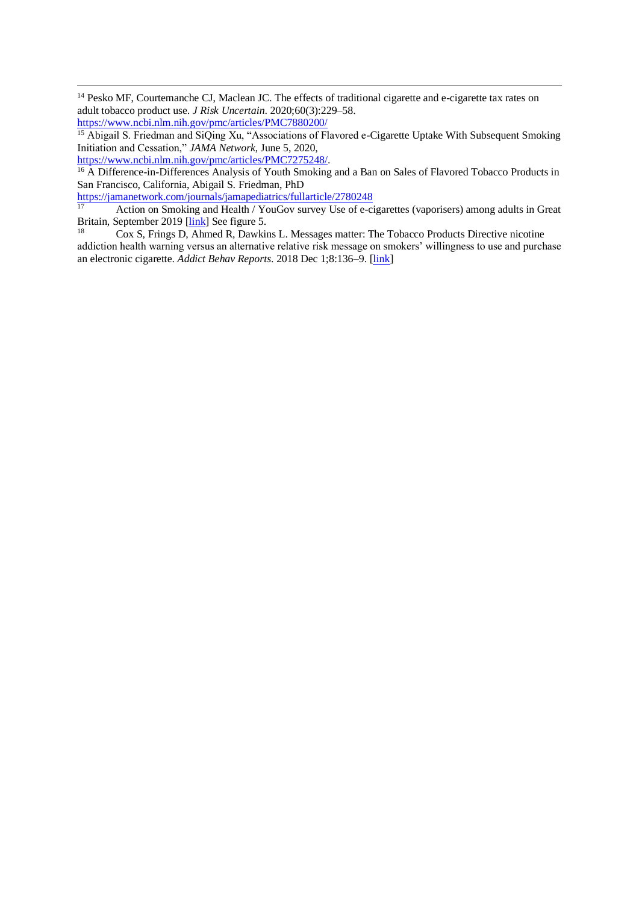[14] Pesko MF, Courtemanche CJ, Maclean JC. The effects of traditional cigarette and e-cigarette tax rates on adult tobacco product use. *J Risk Uncertain*. 2020;60(3):229–58. https://www.ncbi.nlm.nih.gov/pmc/articles/PMC7880200/

[15] Abigail S. Friedman and SiQing Xu, "Associations of Flavored e-Cigarette Uptake With Subsequent Smoking Initiation and Cessation," *JAMA Network*, June 5, 2020, https://www.ncbi.nlm.nih.gov/pmc/articles/PMC7275248/.

[16] A Difference-in-Differences Analysis of Youth Smoking and a Ban on Sales of Flavored Tobacco Products in San Francisco, California, Abigail S. Friedman, PhD https://jamanetwork.com/journals/jamapediatrics/fullarticle/2780248

[17] Action on Smoking and Health / YouGov survey Use of e-cigarettes (vaporisers) among adults in Great Britain, September 2019 [link] See figure 5.

[18] Cox S, Frings D, Ahmed R, Dawkins L. Messages matter: The Tobacco Products Directive nicotine addiction health warning versus an alternative relative risk message on smokers' willingness to use and purchase an electronic cigarette. *Addict Behav Reports*. 2018 Dec 1;8:136–9. [link]